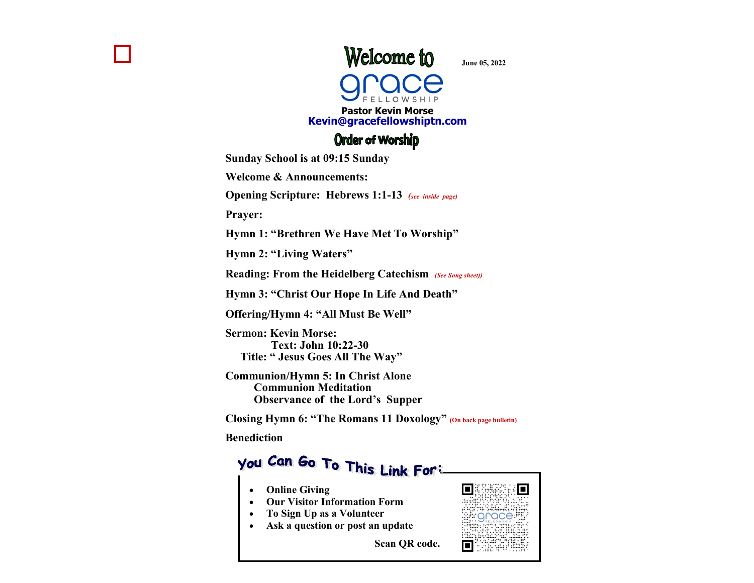# Welcome to grace FELLOWSHIP

June 05, 2022

**Pastor Kevin Morse**
**Kevin@gracefellowshiptn.com**

## Order of Worship

**Sunday School is at 09:15 Sunday**

**Welcome & Announcements:**

**Opening Scripture: Hebrews 1:1-13** *(see inside page)*

**Prayer:**

**Hymn 1: "Brethren We Have Met To Worship"**

**Hymn 2: "Living Waters"**

**Reading: From the Heidelberg Catechism** *(See Song sheet))*

**Hymn 3: "Christ Our Hope In Life And Death"**

**Offering/Hymn 4: "All Must Be Well"**

**Sermon: Kevin Morse:**
**Text: John 10:22-30**
**Title: " Jesus Goes All The Way"**

**Communion/Hymn 5: In Christ Alone**
**Communion Meditation**
**Observance of the Lord's Supper**

**Closing Hymn 6: "The Romans 11 Doxology"** **(On back page bulletin)**

**Benediction**

### You Can Go To This Link For:

- **Online Giving**
- **Our Visitor Information Form**
- **To Sign Up as a Volunteer**
- **Ask a question or post an update**

**Scan QR code.**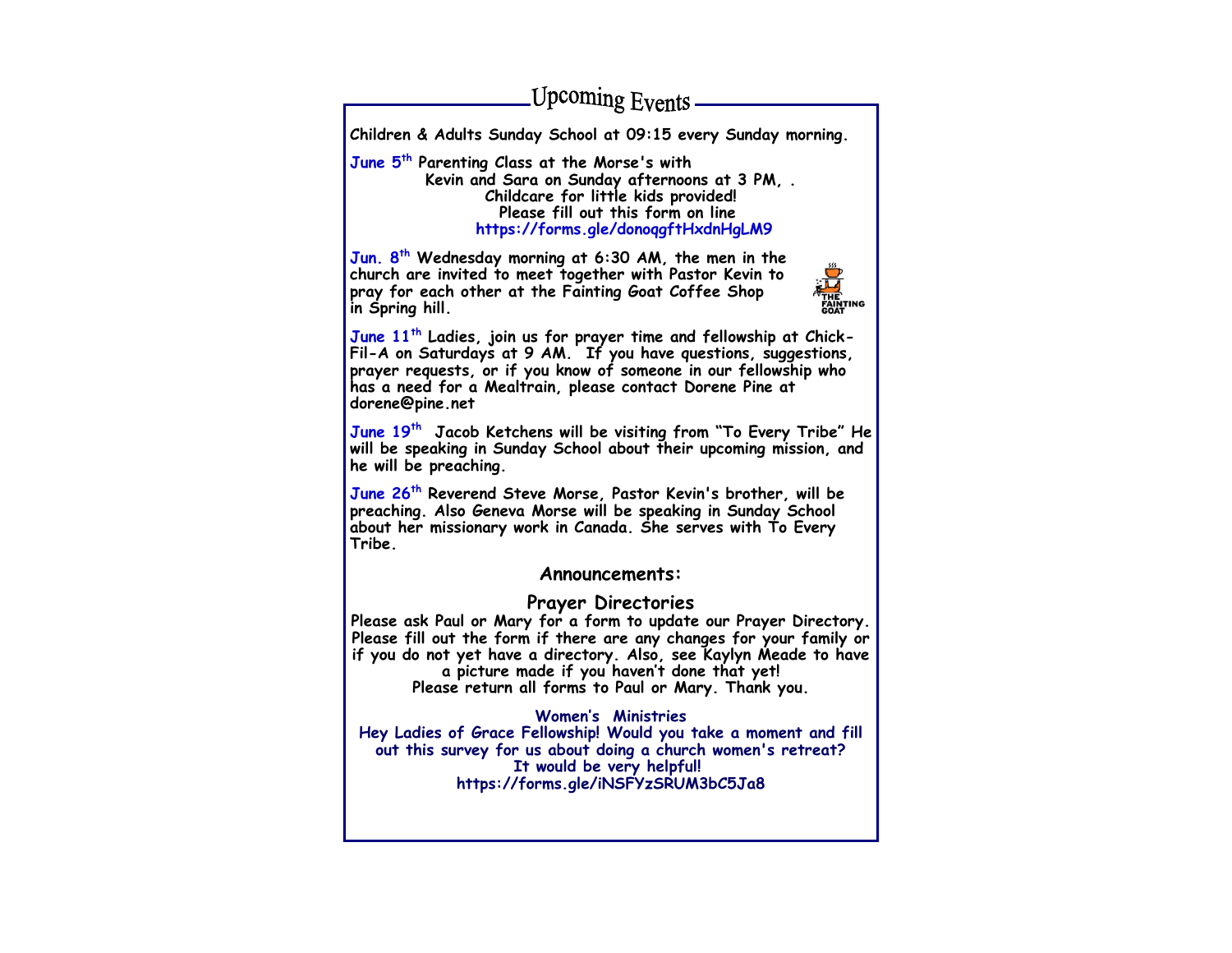## Upcoming Events

**Children & Adults Sunday School at 09:15 every Sunday morning.**

**June 5th Parenting Class at the Morse's with Kevin and Sara on Sunday afternoons at 3 PM, . Childcare for little kids provided! Please fill out this form on line https://forms.gle/donoqgftHxdnHgLM9**

**Jun. 8th Wednesday morning at 6:30 AM, the men in the church are invited to meet together with Pastor Kevin to pray for each other at the Fainting Goat Coffee Shop in Spring hill.**

**June 11th Ladies, join us for prayer time and fellowship at Chick-Fil-A on Saturdays at 9 AM. If you have questions, suggestions, prayer requests, or if you know of someone in our fellowship who has a need for a Mealtrain, please contact Dorene Pine at dorene@pine.net**

**June 19th Jacob Ketchens will be visiting from "To Every Tribe" He will be speaking in Sunday School about their upcoming mission, and he will be preaching.**

**June 26th Reverend Steve Morse, Pastor Kevin's brother, will be preaching. Also Geneva Morse will be speaking in Sunday School about her missionary work in Canada. She serves with To Every Tribe.**

### Announcements:

### Prayer Directories

**Please ask Paul or Mary for a form to update our Prayer Directory. Please fill out the form if there are any changes for your family or if you do not yet have a directory. Also, see Kaylyn Meade to have a picture made if you haven't done that yet! Please return all forms to Paul or Mary. Thank you.**

### Women's Ministries

**Hey Ladies of Grace Fellowship! Would you take a moment and fill out this survey for us about doing a church women's retreat? It would be very helpful! https://forms.gle/iNSFYzSRUM3bC5Ja8**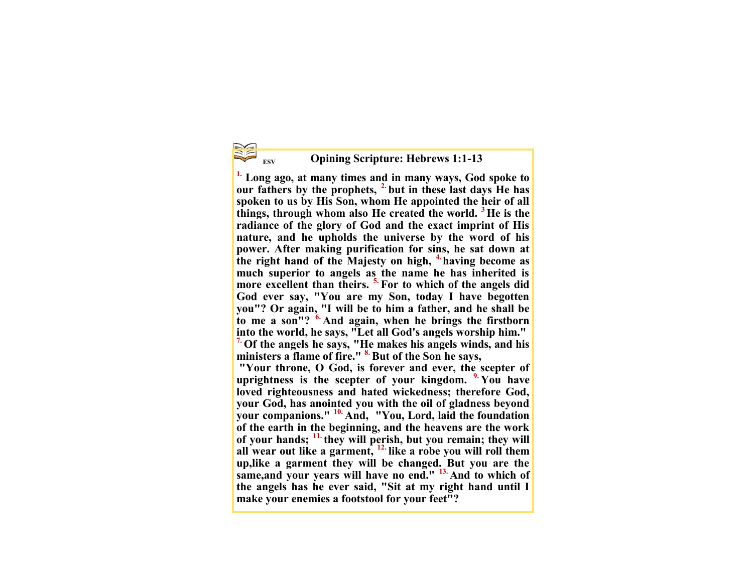ESV

## Opining Scripture: Hebrews 1:1-13

**[1.] Long ago, at many times and in many ways, God spoke to our fathers by the prophets, [2.] but in these last days He has spoken to us by His Son, whom He appointed the heir of all things, through whom also He created the world. [3] He is the radiance of the glory of God and the exact imprint of His nature, and he upholds the universe by the word of his power. After making purification for sins, he sat down at the right hand of the Majesty on high, [4.] having become as much superior to angels as the name he has inherited is more excellent than theirs. [5.] For to which of the angels did God ever say, "You are my Son, today I have begotten you"? Or again, "I will be to him a father, and he shall be to me a son"? [6.] And again, when he brings the firstborn into the world, he says, "Let all God's angels worship him." [7.] Of the angels he says, "He makes his angels winds, and his ministers a flame of fire." [8.] But of the Son he says,**

**"Your throne, O God, is forever and ever, the scepter of uprightness is the scepter of your kingdom. [9.] You have loved righteousness and hated wickedness; therefore God, your God, has anointed you with the oil of gladness beyond your companions." [10.] And, "You, Lord, laid the foundation of the earth in the beginning, and the heavens are the work of your hands; [11.] they will perish, but you remain; they will all wear out like a garment, [12.] like a robe you will roll them up,like a garment they will be changed. But you are the same,and your years will have no end." [13.] And to which of the angels has he ever said, "Sit at my right hand until I make your enemies a footstool for your feet"?**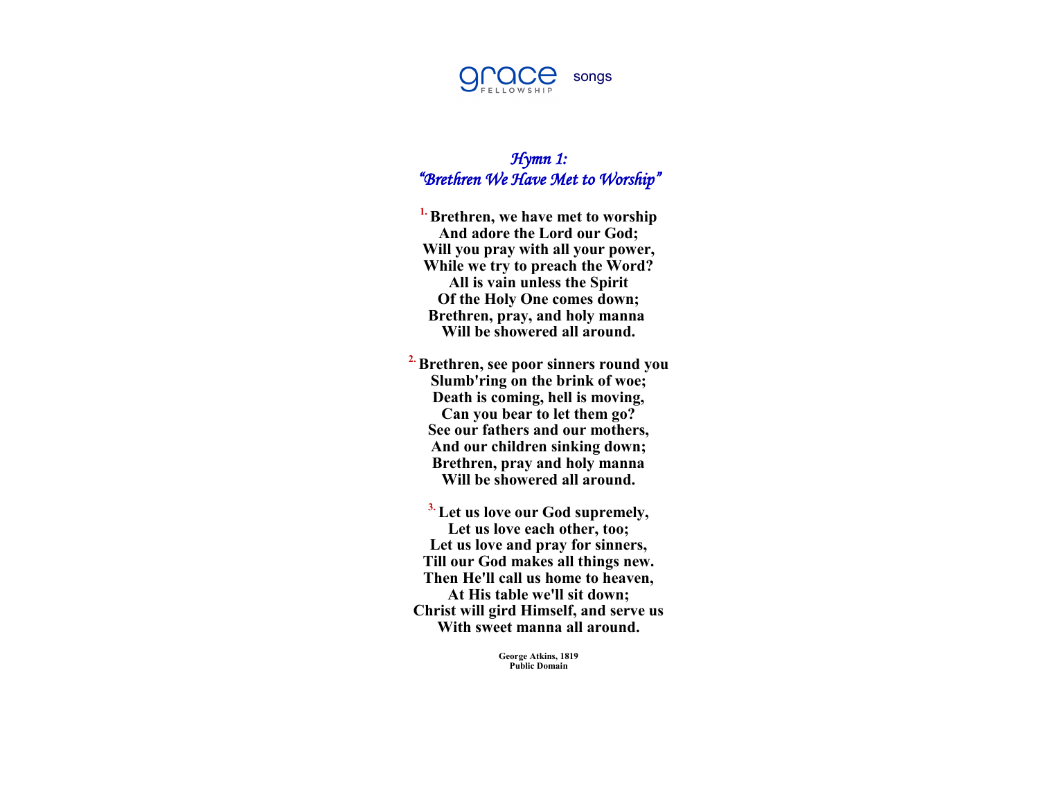## *Hymn 1:*
## *"Brethren We Have Met to Worship"*

**1. Brethren, we have met to worship**
**And adore the Lord our God;**
**Will you pray with all your power,**
**While we try to preach the Word?**
**All is vain unless the Spirit**
**Of the Holy One comes down;**
**Brethren, pray, and holy manna**
**Will be showered all around.**

**2. Brethren, see poor sinners round you**
**Slumb'ring on the brink of woe;**
**Death is coming, hell is moving,**
**Can you bear to let them go?**
**See our fathers and our mothers,**
**And our children sinking down;**
**Brethren, pray and holy manna**
**Will be showered all around.**

**3. Let us love our God supremely,**
**Let us love each other, too;**
**Let us love and pray for sinners,**
**Till our God makes all things new.**
**Then He'll call us home to heaven,**
**At His table we'll sit down;**
**Christ will gird Himself, and serve us**
**With sweet manna all around.**

**George Atkins, 1819**
**Public Domain**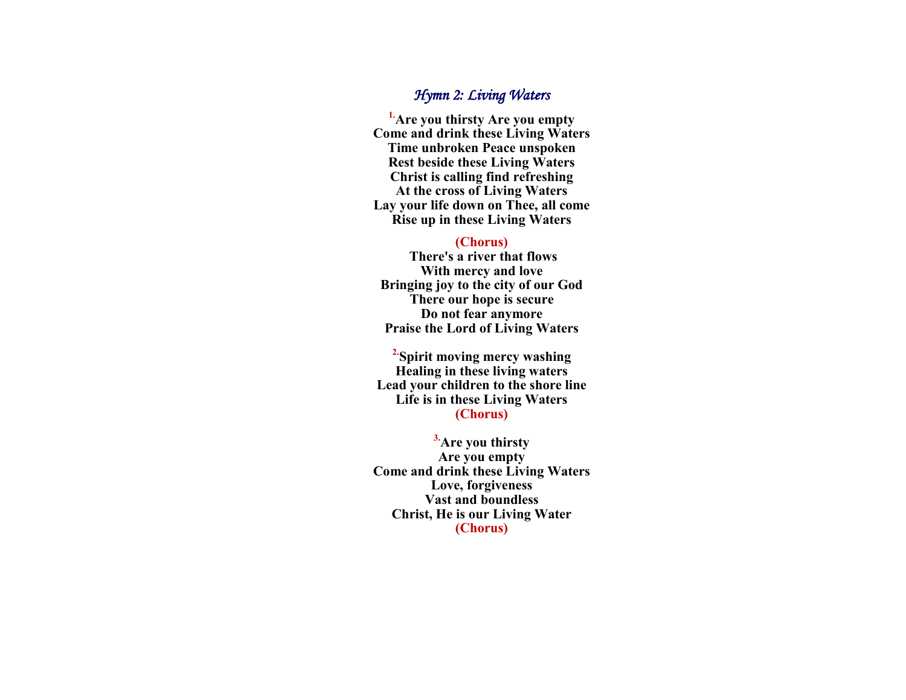## *Hymn 2: Living Waters*

**[1.]Are you thirsty Are you empty**
**Come and drink these Living Waters**
**Time unbroken Peace unspoken**
**Rest beside these Living Waters**
**Christ is calling find refreshing**
**At the cross of Living Waters**
**Lay your life down on Thee, all come**
**Rise up in these Living Waters**

**(Chorus)**
**There's a river that flows**
**With mercy and love**
**Bringing joy to the city of our God**
**There our hope is secure**
**Do not fear anymore**
**Praise the Lord of Living Waters**

**[2.]Spirit moving mercy washing**
**Healing in these living waters**
**Lead your children to the shore line**
**Life is in these Living Waters**
**(Chorus)**

**[3.]Are you thirsty**
**Are you empty**
**Come and drink these Living Waters**
**Love, forgiveness**
**Vast and boundless**
**Christ, He is our Living Water**
**(Chorus)**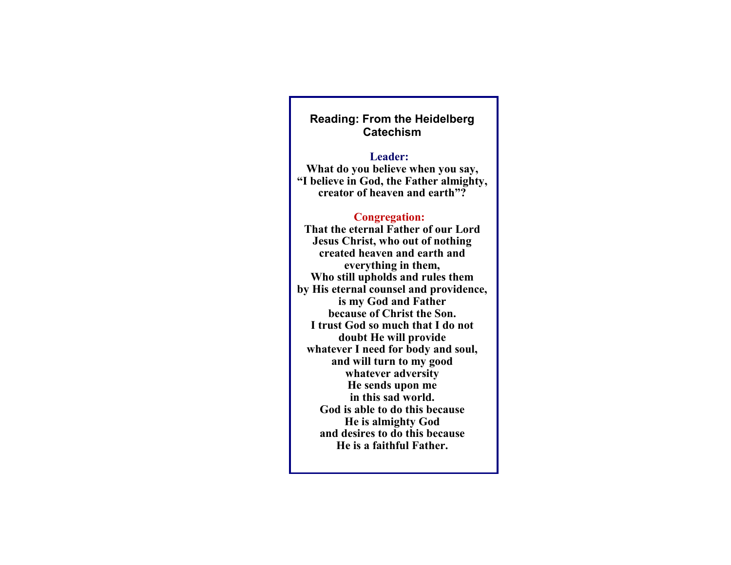## Reading: From the Heidelberg Catechism

**Leader:**
**What do you believe when you say,**
**"I believe in God, the Father almighty,**
**creator of heaven and earth"?**

**Congregation:**
**That the eternal Father of our Lord**
**Jesus Christ, who out of nothing**
**created heaven and earth and**
**everything in them,**
**Who still upholds and rules them**
**by His eternal counsel and providence,**
**is my God and Father**
**because of Christ the Son.**
**I trust God so much that I do not**
**doubt He will provide**
**whatever I need for body and soul,**
**and will turn to my good**
**whatever adversity**
**He sends upon me**
**in this sad world.**
**God is able to do this because**
**He is almighty God**
**and desires to do this because**
**He is a faithful Father.**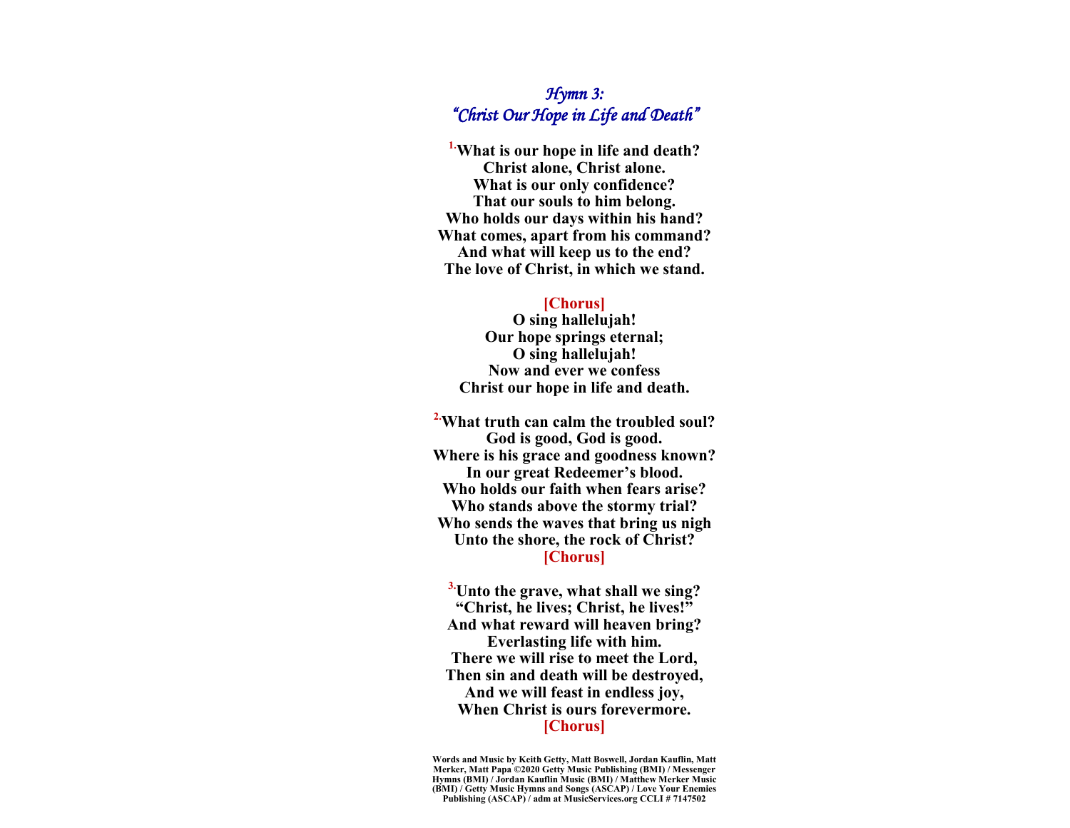## *Hymn 3:*
## *"Christ Our Hope in Life and Death"*

**[1.] What is our hope in life and death?**
**Christ alone, Christ alone.**
**What is our only confidence?**
**That our souls to him belong.**
**Who holds our days within his hand?**
**What comes, apart from his command?**
**And what will keep us to the end?**
**The love of Christ, in which we stand.**

**[Chorus]**
**O sing hallelujah!**
**Our hope springs eternal;**
**O sing hallelujah!**
**Now and ever we confess**
**Christ our hope in life and death.**

**[2.] What truth can calm the troubled soul?**
**God is good, God is good.**
**Where is his grace and goodness known?**
**In our great Redeemer's blood.**
**Who holds our faith when fears arise?**
**Who stands above the stormy trial?**
**Who sends the waves that bring us nigh**
**Unto the shore, the rock of Christ?**
**[Chorus]**

**[3.] Unto the grave, what shall we sing?**
**"Christ, he lives; Christ, he lives!"**
**And what reward will heaven bring?**
**Everlasting life with him.**
**There we will rise to meet the Lord,**
**Then sin and death will be destroyed,**
**And we will feast in endless joy,**
**When Christ is ours forevermore.**
**[Chorus]**

**Words and Music by Keith Getty, Matt Boswell, Jordan Kauflin, Matt Merker, Matt Papa ©2020 Getty Music Publishing (BMI) / Messenger Hymns (BMI) / Jordan Kauflin Music (BMI) / Matthew Merker Music (BMI) / Getty Music Hymns and Songs (ASCAP) / Love Your Enemies Publishing (ASCAP) / adm at MusicServices.org CCLI # 7147502**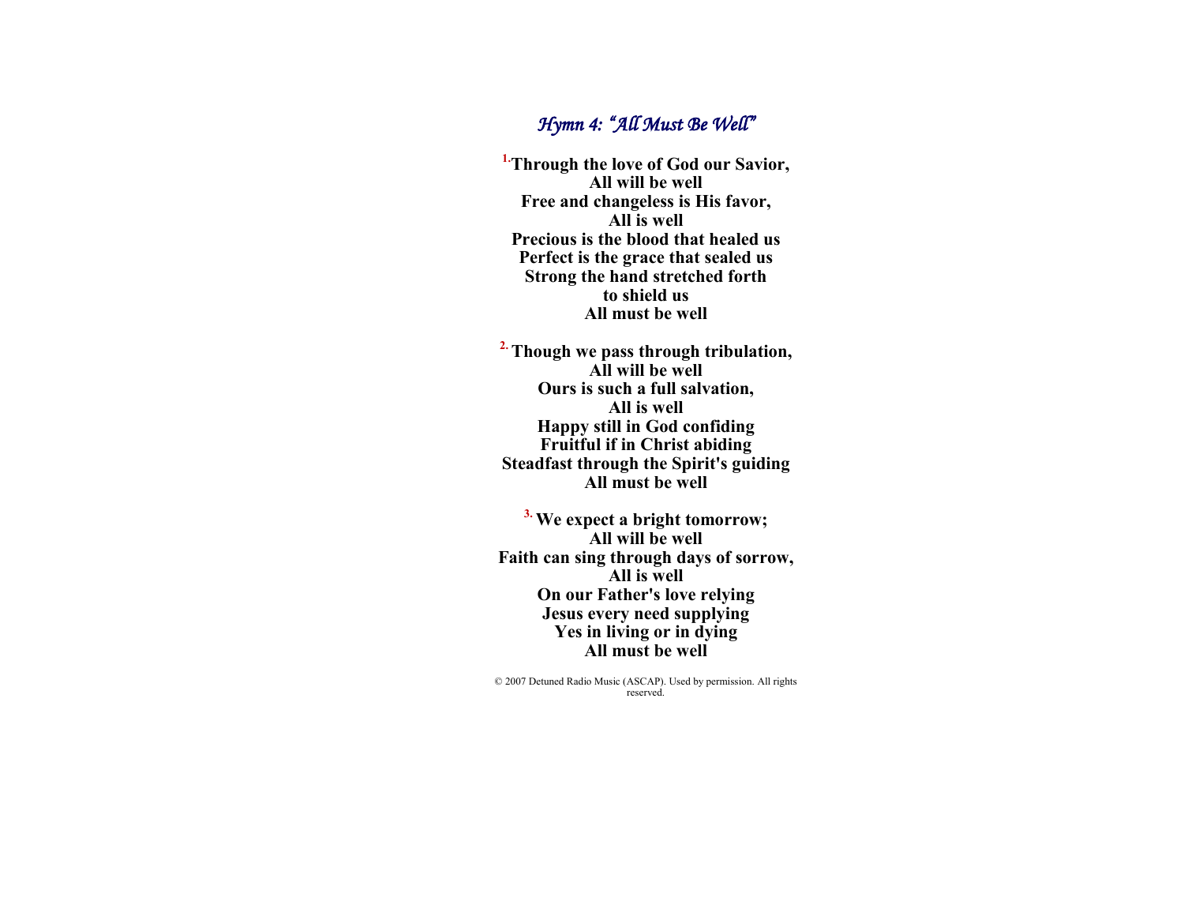## *Hymn 4: "All Must Be Well"*

**1. Through the love of God our Savior,**
**All will be well**
**Free and changeless is His favor,**
**All is well**
**Precious is the blood that healed us**
**Perfect is the grace that sealed us**
**Strong the hand stretched forth**
**to shield us**
**All must be well**

**2. Though we pass through tribulation,**
**All will be well**
**Ours is such a full salvation,**
**All is well**
**Happy still in God confiding**
**Fruitful if in Christ abiding**
**Steadfast through the Spirit's guiding**
**All must be well**

**3. We expect a bright tomorrow;**
**All will be well**
**Faith can sing through days of sorrow,**
**All is well**
**On our Father's love relying**
**Jesus every need supplying**
**Yes in living or in dying**
**All must be well**

© 2007 Detuned Radio Music (ASCAP). Used by permission. All rights reserved.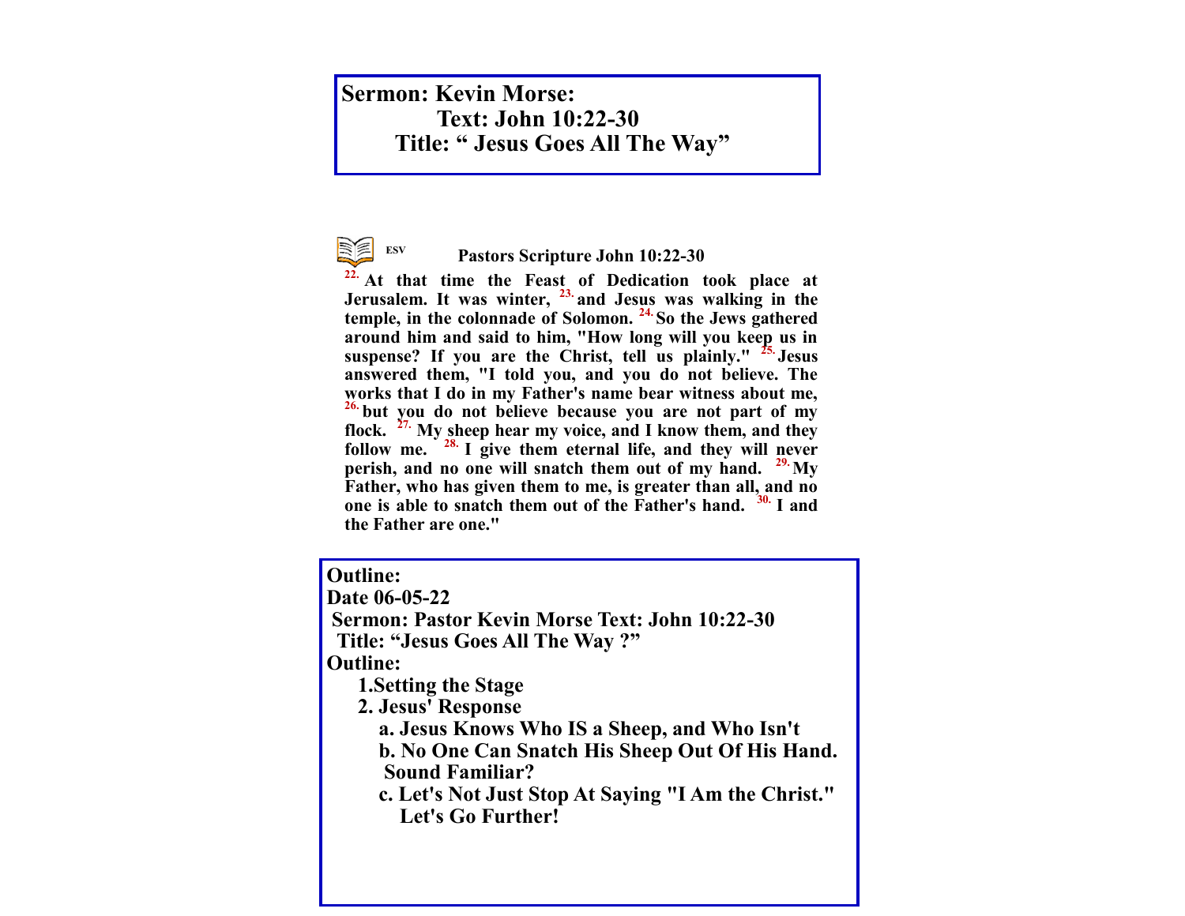**Sermon: Kevin Morse:**
**Text: John 10:22-30**
**Title: " Jesus Goes All The Way"**

**ESV** **Pastors Scripture John 10:22-30**

**[22.] At that time the Feast of Dedication took place at Jerusalem. It was winter, [23.] and Jesus was walking in the temple, in the colonnade of Solomon. [24.] So the Jews gathered around him and said to him, "How long will you keep us in suspense? If you are the Christ, tell us plainly." [25.] Jesus answered them, "I told you, and you do not believe. The works that I do in my Father's name bear witness about me, [26.] but you do not believe because you are not part of my flock. [27.] My sheep hear my voice, and I know them, and they follow me. [28.] I give them eternal life, and they will never perish, and no one will snatch them out of my hand. [29.] My Father, who has given them to me, is greater than all, and no one is able to snatch them out of the Father's hand. [30.] I and the Father are one."**

**Outline:**
**Date 06-05-22**
**Sermon: Pastor Kevin Morse Text: John 10:22-30**
**Title: "Jesus Goes All The Way ?"**
**Outline:**

1. **Setting the Stage**
2. **Jesus' Response**
   - a. **Jesus Knows Who IS a Sheep, and Who Isn't**
   - b. **No One Can Snatch His Sheep Out Of His Hand. Sound Familiar?**
   - c. **Let's Not Just Stop At Saying "I Am the Christ." Let's Go Further!**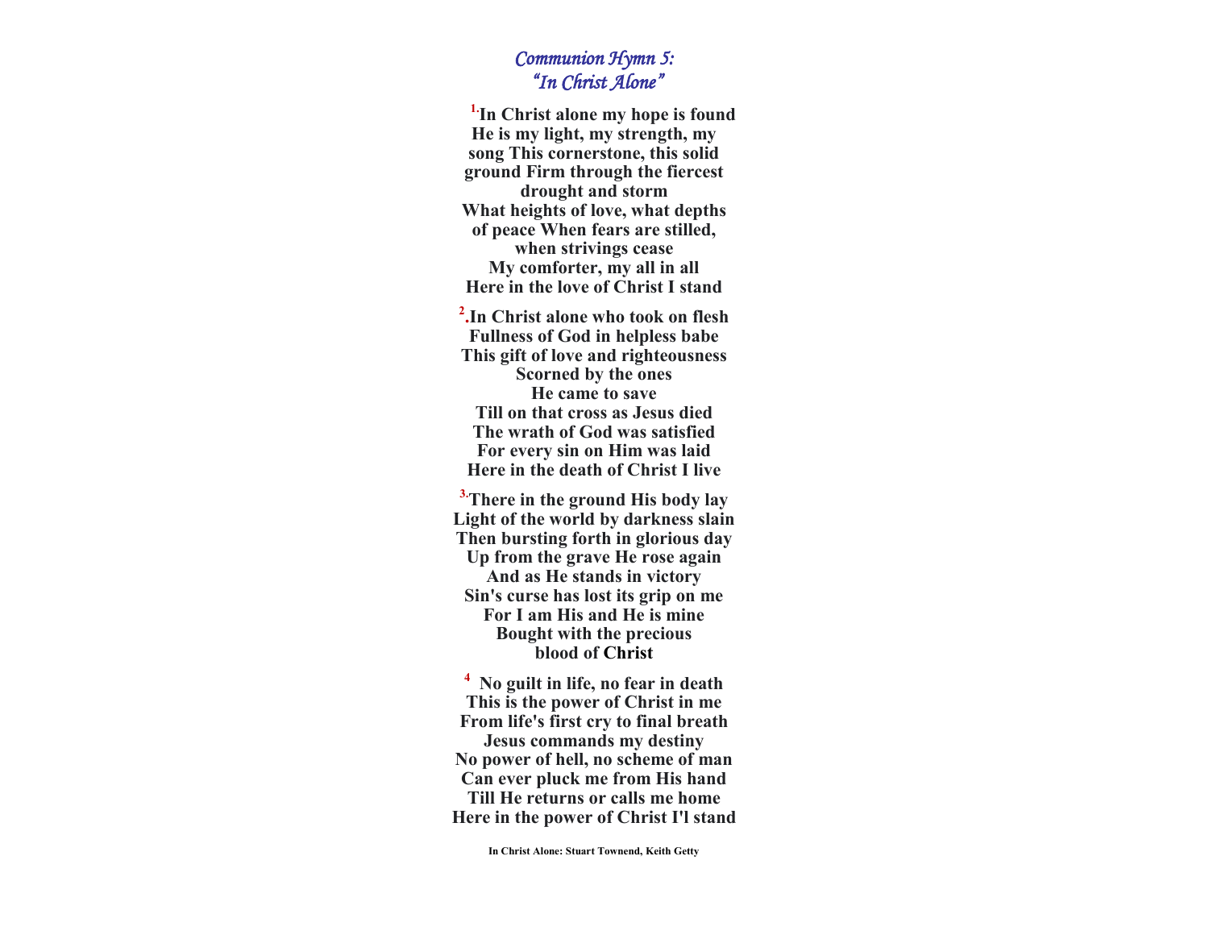# *Communion Hymn 5: "In Christ Alone"*

1. In Christ alone my hope is found
He is my light, my strength, my
song This cornerstone, this solid
ground Firm through the fiercest
drought and storm
What heights of love, what depths
of peace When fears are stilled,
when strivings cease
My comforter, my all in all
Here in the love of Christ I stand

2. In Christ alone who took on flesh
Fullness of God in helpless babe
This gift of love and righteousness
Scorned by the ones
He came to save
Till on that cross as Jesus died
The wrath of God was satisfied
For every sin on Him was laid
Here in the death of Christ I live

3. There in the ground His body lay
Light of the world by darkness slain
Then bursting forth in glorious day
Up from the grave He rose again
And as He stands in victory
Sin's curse has lost its grip on me
For I am His and He is mine
Bought with the precious
blood of Christ

4. No guilt in life, no fear in death
This is the power of Christ in me
From life's first cry to final breath
Jesus commands my destiny
No power of hell, no scheme of man
Can ever pluck me from His hand
Till He returns or calls me home
Here in the power of Christ I'l stand

**In Christ Alone: Stuart Townend, Keith Getty**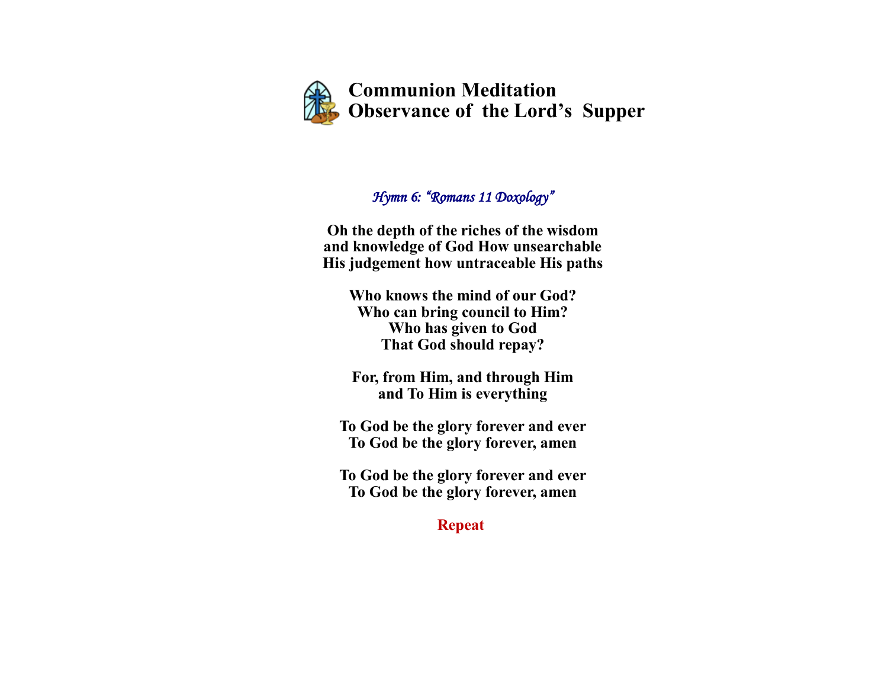# Communion Meditation
# Observance of the Lord's Supper

*Hymn 6: "Romans 11 Doxology"*

**Oh the depth of the riches of the wisdom**
**and knowledge of God How unsearchable**
**His judgement how untraceable His paths**

**Who knows the mind of our God?**
**Who can bring council to Him?**
**Who has given to God**
**That God should repay?**

**For, from Him, and through Him**
**and To Him is everything**

**To God be the glory forever and ever**
**To God be the glory forever, amen**

**To God be the glory forever and ever**
**To God be the glory forever, amen**

**Repeat**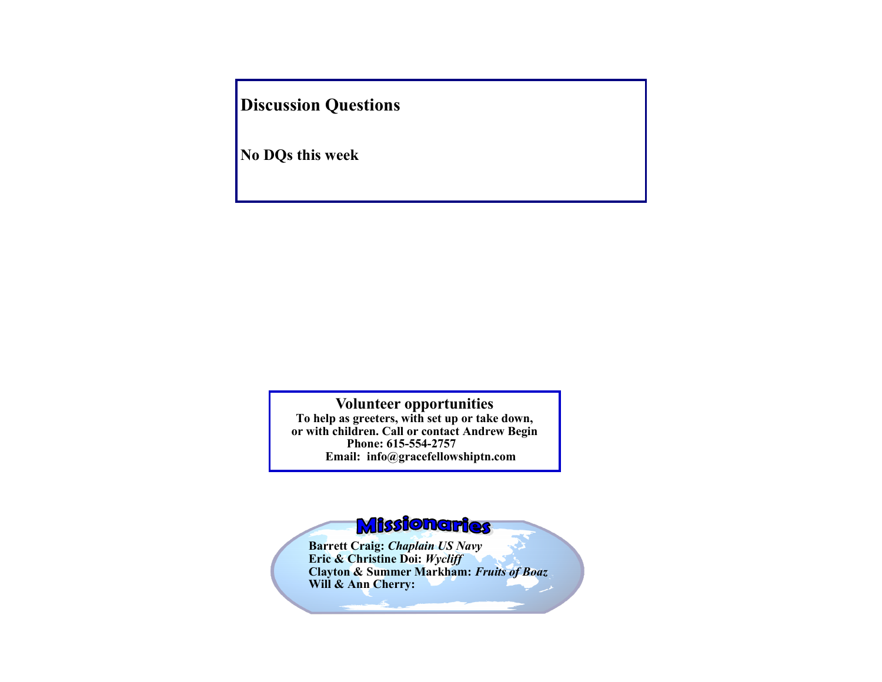## Discussion Questions

**No DQs this week**

## Volunteer opportunities

**To help as greeters, with set up or take down, or with children. Call or contact Andrew Begin**
**Phone: 615-554-2757**
**Email: info@gracefellowshiptn.com**

## Missionaries

**Barrett Craig:** ***Chaplain US Navy***
**Eric & Christine Doi:** ***Wycliff***
**Clayton & Summer Markham:** ***Fruits of Boaz***
**Will & Ann Cherry:**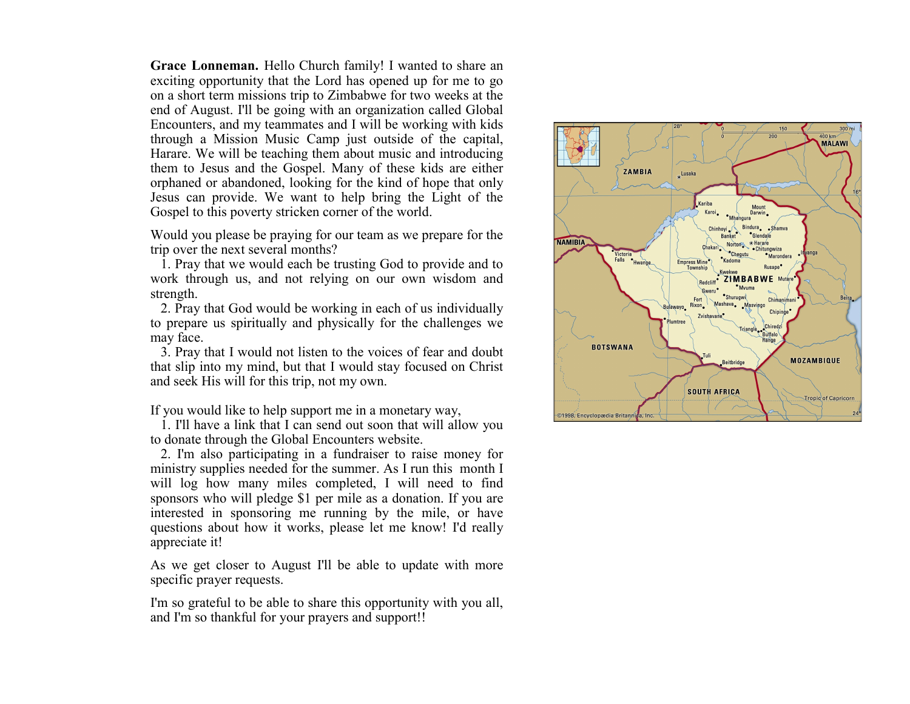**Grace Lonneman.** Hello Church family! I wanted to share an exciting opportunity that the Lord has opened up for me to go on a short term missions trip to Zimbabwe for two weeks at the end of August. I'll be going with an organization called Global Encounters, and my teammates and I will be working with kids through a Mission Music Camp just outside of the capital, Harare. We will be teaching them about music and introducing them to Jesus and the Gospel. Many of these kids are either orphaned or abandoned, looking for the kind of hope that only Jesus can provide. We want to help bring the Light of the Gospel to this poverty stricken corner of the world.

Would you please be praying for our team as we prepare for the trip over the next several months?

1. Pray that we would each be trusting God to provide and to work through us, and not relying on our own wisdom and strength.
2. Pray that God would be working in each of us individually to prepare us spiritually and physically for the challenges we may face.
3. Pray that I would not listen to the voices of fear and doubt that slip into my mind, but that I would stay focused on Christ and seek His will for this trip, not my own.

If you would like to help support me in a monetary way,

1. I'll have a link that I can send out soon that will allow you to donate through the Global Encounters website.
2. I'm also participating in a fundraiser to raise money for ministry supplies needed for the summer. As I run this month I will log how many miles completed, I will need to find sponsors who will pledge $1 per mile as a donation. If you are interested in sponsoring me running by the mile, or have questions about how it works, please let me know! I'd really appreciate it!

As we get closer to August I'll be able to update with more specific prayer requests.

I'm so grateful to be able to share this opportunity with you all, and I'm so thankful for your prayers and support!!